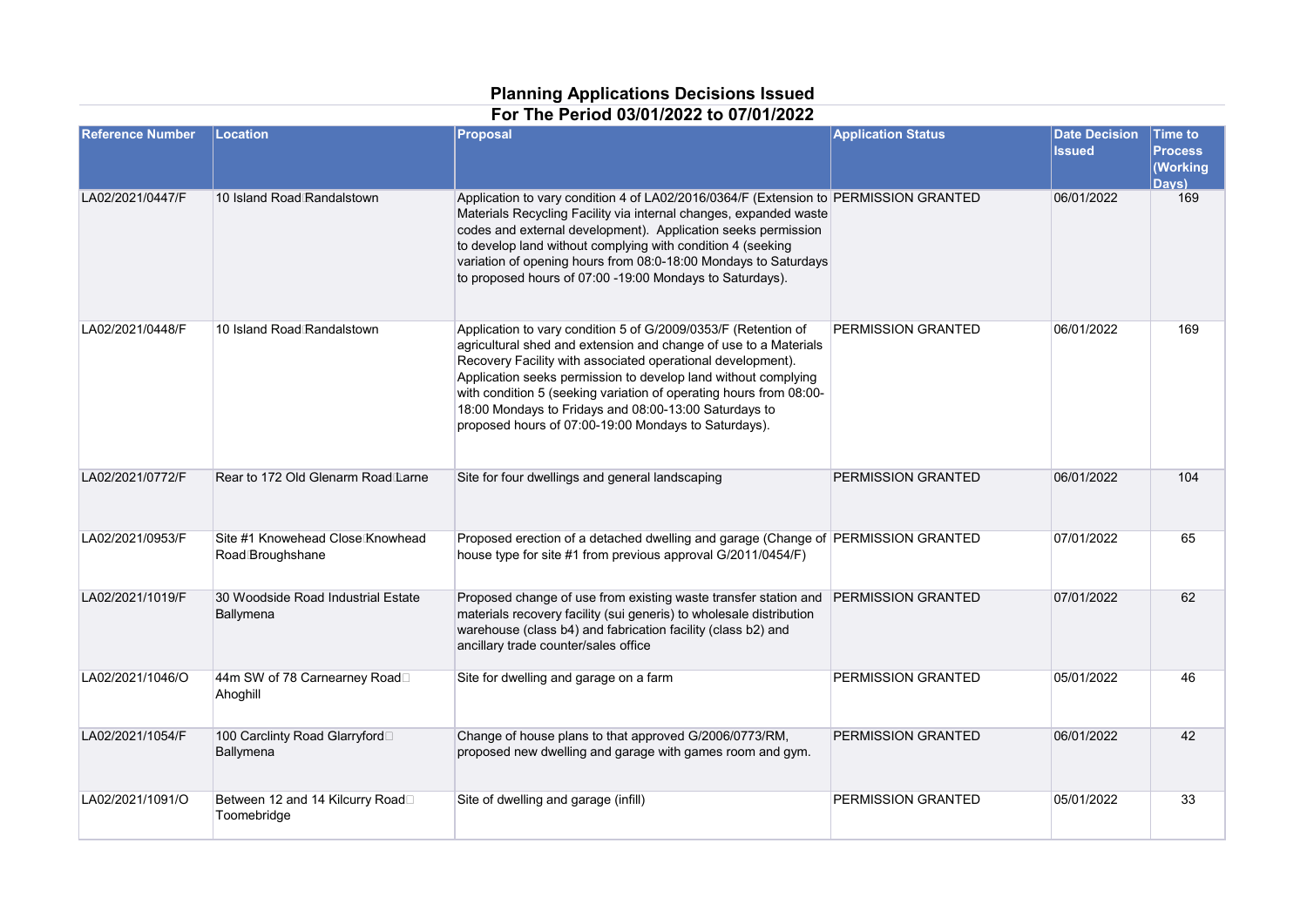# Planning Applications Decisions Issued

## For The Period 03/01/2022 to 07/01/2022

| Reference Number | Location | Proposal | Application Status | Date Decision Issued | Time to Process (Working Days) |
|---|---|---|---|---|---|
| LA02/2021/0447/F | 10 Island Road Randalstown | Application to vary condition 4 of LA02/2016/0364/F (Extension to Materials Recycling Facility via internal changes, expanded waste codes and external development). Application seeks permission to develop land without complying with condition 4 (seeking variation of opening hours from 08:0-18:00 Mondays to Saturdays to proposed hours of 07:00 -19:00 Mondays to Saturdays). | PERMISSION GRANTED | 06/01/2022 | 169 |
| LA02/2021/0448/F | 10 Island Road Randalstown | Application to vary condition 5 of G/2009/0353/F (Retention of agricultural shed and extension and change of use to a Materials Recovery Facility with associated operational development). Application seeks permission to develop land without complying with condition 5 (seeking variation of operating hours from 08:00-18:00 Mondays to Fridays and 08:00-13:00 Saturdays to proposed hours of 07:00-19:00 Mondays to Saturdays). | PERMISSION GRANTED | 06/01/2022 | 169 |
| LA02/2021/0772/F | Rear to 172 Old Glenarm Road Larne | Site for four dwellings and general landscaping | PERMISSION GRANTED | 06/01/2022 | 104 |
| LA02/2021/0953/F | Site #1 Knowehead Close Knowhead Road Broughshane | Proposed erection of a detached dwelling and garage (Change of house type for site #1 from previous approval G/2011/0454/F) | PERMISSION GRANTED | 07/01/2022 | 65 |
| LA02/2021/1019/F | 30 Woodside Road Industrial Estate Ballymena | Proposed change of use from existing waste transfer station and materials recovery facility (sui generis) to wholesale distribution warehouse (class b4) and fabrication facility (class b2) and ancillary trade counter/sales office | PERMISSION GRANTED | 07/01/2022 | 62 |
| LA02/2021/1046/O | 44m SW of 78 Carnearney Road Ahoghill | Site for dwelling and garage on a farm | PERMISSION GRANTED | 05/01/2022 | 46 |
| LA02/2021/1054/F | 100 Carclinty Road Glarryford Ballymena | Change of house plans to that approved G/2006/0773/RM, proposed new dwelling and garage with games room and gym. | PERMISSION GRANTED | 06/01/2022 | 42 |
| LA02/2021/1091/O | Between 12 and 14 Kilcurry Road Toomebridge | Site of dwelling and garage (infill) | PERMISSION GRANTED | 05/01/2022 | 33 |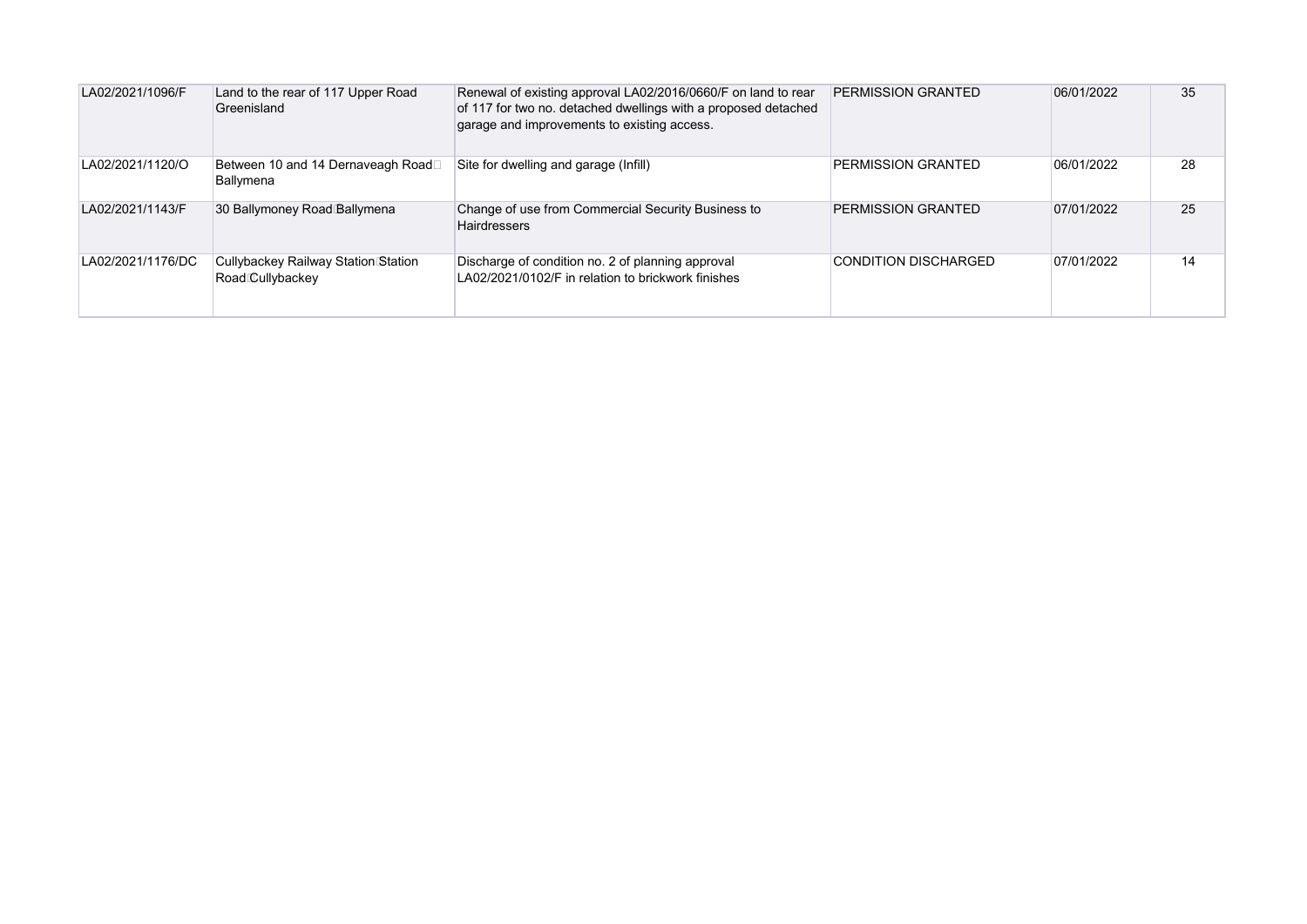| | | | | | |
|---|---|---|---|---|---|
| LA02/2021/1096/F | Land to the rear of 117 Upper Road Greenisland | Renewal of existing approval LA02/2016/0660/F on land to rear of 117 for two no. detached dwellings with a proposed detached garage and improvements to existing access. | PERMISSION GRANTED | 06/01/2022 | 35 |
| LA02/2021/1120/O | Between 10 and 14 Dernaveagh Road Ballymena | Site for dwelling and garage (Infill) | PERMISSION GRANTED | 06/01/2022 | 28 |
| LA02/2021/1143/F | 30 Ballymoney Road Ballymena | Change of use from Commercial Security Business to Hairdressers | PERMISSION GRANTED | 07/01/2022 | 25 |
| LA02/2021/1176/DC | Cullybackey Railway Station Station Road Cullybackey | Discharge of condition no. 2 of planning approval LA02/2021/0102/F in relation to brickwork finishes | CONDITION DISCHARGED | 07/01/2022 | 14 |